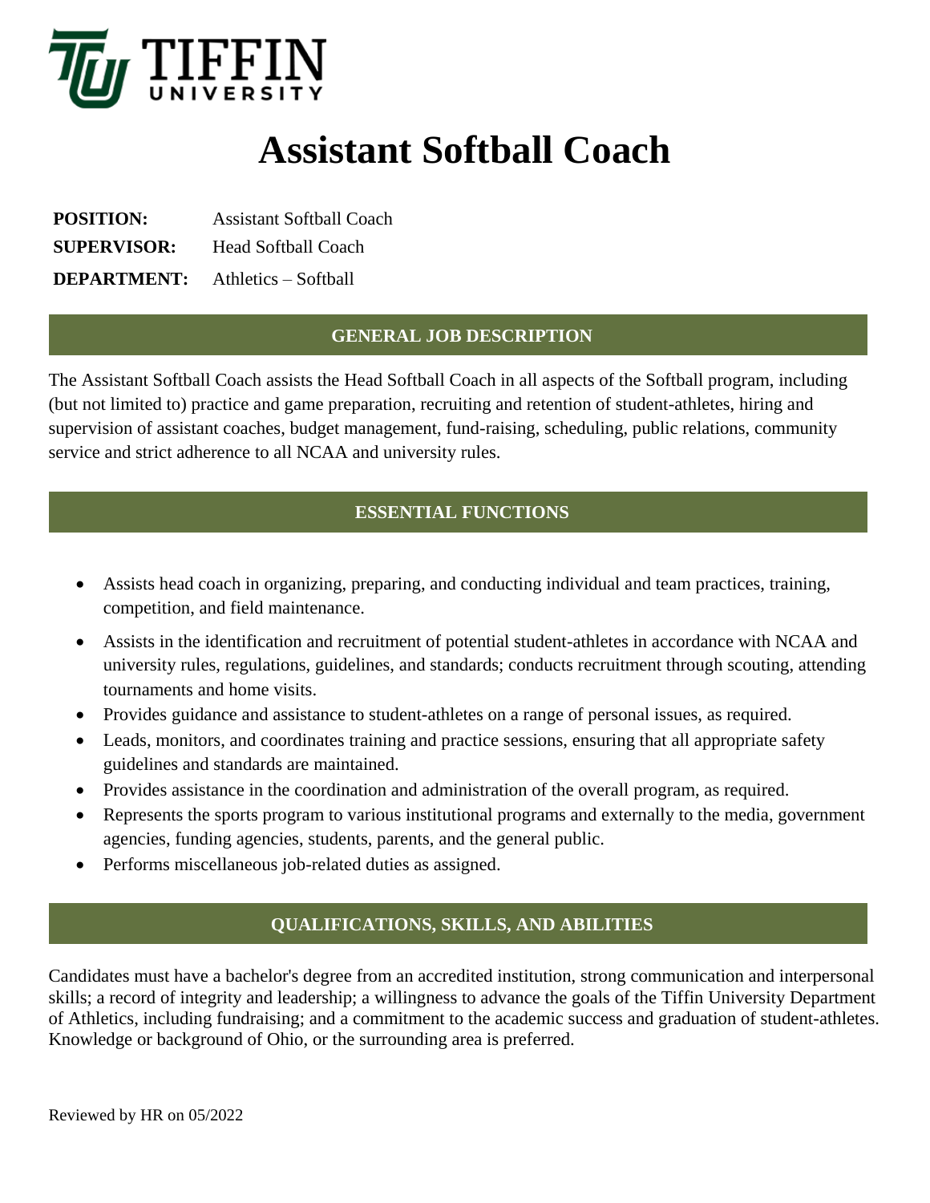TIFFIN UNIVERSITY

# Assistant Softball Coach

**POSITION:** Assistant Softball Coach
**SUPERVISOR:** Head Softball Coach
**DEPARTMENT:** Athletics – Softball

## GENERAL JOB DESCRIPTION

The Assistant Softball Coach assists the Head Softball Coach in all aspects of the Softball program, including (but not limited to) practice and game preparation, recruiting and retention of student-athletes, hiring and supervision of assistant coaches, budget management, fund-raising, scheduling, public relations, community service and strict adherence to all NCAA and university rules.

## ESSENTIAL FUNCTIONS

- Assists head coach in organizing, preparing, and conducting individual and team practices, training, competition, and field maintenance.
- Assists in the identification and recruitment of potential student-athletes in accordance with NCAA and university rules, regulations, guidelines, and standards; conducts recruitment through scouting, attending tournaments and home visits.
- Provides guidance and assistance to student-athletes on a range of personal issues, as required.
- Leads, monitors, and coordinates training and practice sessions, ensuring that all appropriate safety guidelines and standards are maintained.
- Provides assistance in the coordination and administration of the overall program, as required.
- Represents the sports program to various institutional programs and externally to the media, government agencies, funding agencies, students, parents, and the general public.
- Performs miscellaneous job-related duties as assigned.

## QUALIFICATIONS, SKILLS, AND ABILITIES

Candidates must have a bachelor's degree from an accredited institution, strong communication and interpersonal skills; a record of integrity and leadership; a willingness to advance the goals of the Tiffin University Department of Athletics, including fundraising; and a commitment to the academic success and graduation of student-athletes. Knowledge or background of Ohio, or the surrounding area is preferred.

Reviewed by HR on 05/2022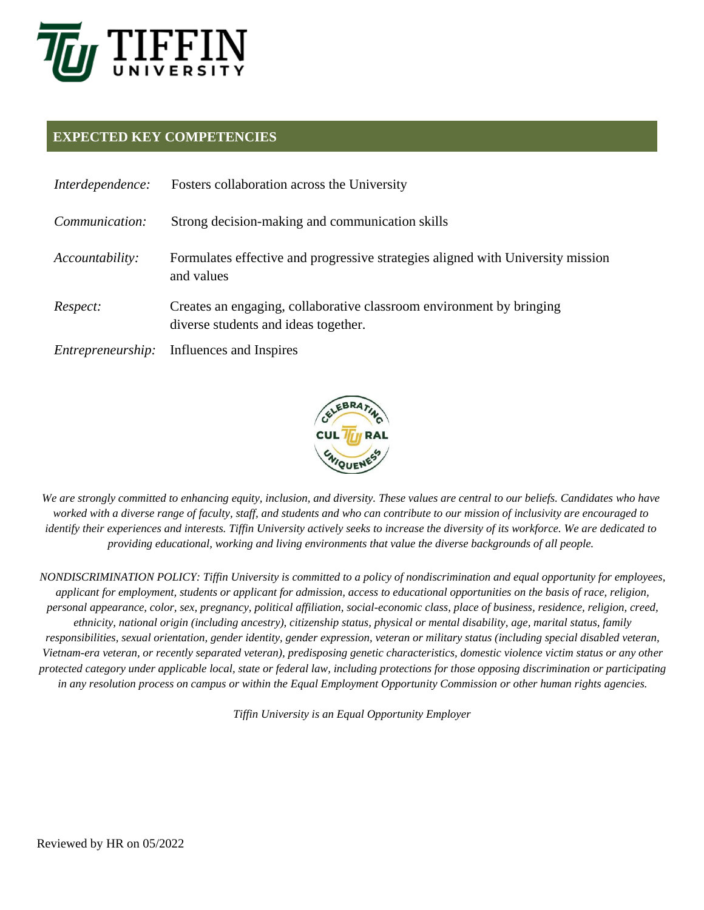## EXPECTED KEY COMPETENCIES

| | |
|---|---|
| *Interdependence:* | Fosters collaboration across the University |
| *Communication:* | Strong decision-making and communication skills |
| *Accountability:* | Formulates effective and progressive strategies aligned with University mission and values |
| *Respect:* | Creates an engaging, collaborative classroom environment by bringing diverse students and ideas together. |
| *Entrepreneurship:* | Influences and Inspires |

*We are strongly committed to enhancing equity, inclusion, and diversity. These values are central to our beliefs. Candidates who have worked with a diverse range of faculty, staff, and students and who can contribute to our mission of inclusivity are encouraged to identify their experiences and interests. Tiffin University actively seeks to increase the diversity of its workforce. We are dedicated to providing educational, working and living environments that value the diverse backgrounds of all people.*

*NONDISCRIMINATION POLICY: Tiffin University is committed to a policy of nondiscrimination and equal opportunity for employees, applicant for employment, students or applicant for admission, access to educational opportunities on the basis of race, religion, personal appearance, color, sex, pregnancy, political affiliation, social-economic class, place of business, residence, religion, creed, ethnicity, national origin (including ancestry), citizenship status, physical or mental disability, age, marital status, family responsibilities, sexual orientation, gender identity, gender expression, veteran or military status (including special disabled veteran, Vietnam-era veteran, or recently separated veteran), predisposing genetic characteristics, domestic violence victim status or any other protected category under applicable local, state or federal law, including protections for those opposing discrimination or participating in any resolution process on campus or within the Equal Employment Opportunity Commission or other human rights agencies.*

*Tiffin University is an Equal Opportunity Employer*

Reviewed by HR on 05/2022